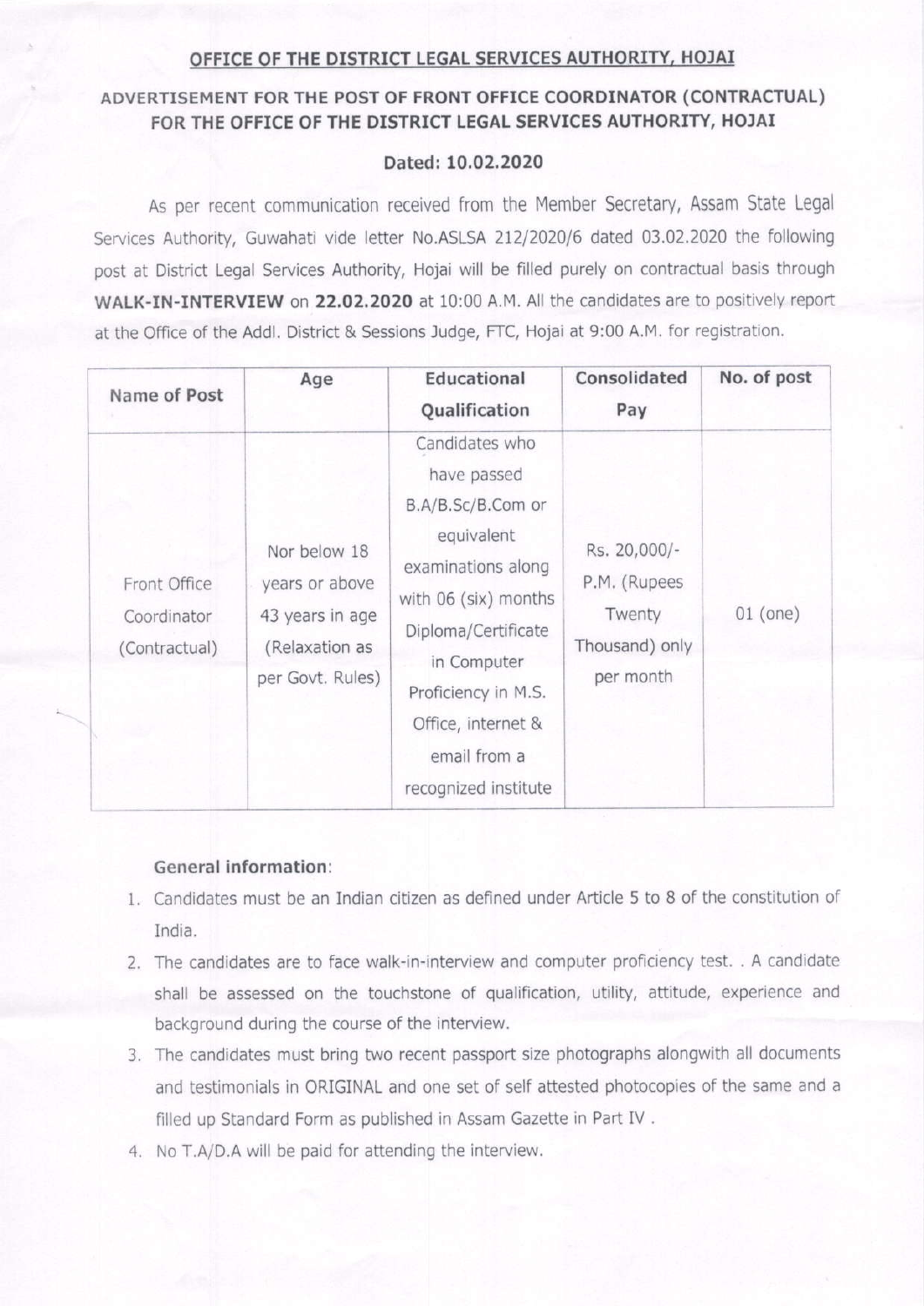# OFFICE OF THE DISTRICT LEGAL SERVICES AUTHORITY, HOJAI

## ADVERTISEMENT FOR THE POST OF FRONT OFFICE COORDINATOR (CONTRACTUAL) FOR THE OFFICE OF THE DISTRICT LEGAL SERVICES AUTHORITY, HOJAI

**Dated: 10.02.2020**

As per recent communication received from the Member Secretary, Assam State Legal Services Authority, Guwahati vide letter No.ASLSA 212/2020/6 dated 03.02.2020 the following post at District Legal Services Authority, Hojai will be filled purely on contractual basis through **WALK-IN-INTERVIEW** on **22.02.2020** at 10:00 A.M. All the candidates are to positively report at the Office of the Addl. District & Sessions Judge, FTC, Hojai at 9:00 A.M. for registration.

| Name of Post | Age | Educational Qualification | Consolidated Pay | No. of post |
|---|---|---|---|---|
| Front Office Coordinator (Contractual) | Nor below 18 years or above 43 years in age (Relaxation as per Govt. Rules) | Candidates who have passed B.A/B.Sc/B.Com or equivalent examinations along with 06 (six) months Diploma/Certificate in Computer Proficiency in M.S. Office, internet & email from a recognized institute | Rs. 20,000/- P.M. (Rupees Twenty Thousand) only per month | 01 (one) |

**General information**:

1. Candidates must be an Indian citizen as defined under Article 5 to 8 of the constitution of India.
2. The candidates are to face walk-in-interview and computer proficiency test. . A candidate shall be assessed on the touchstone of qualification, utility, attitude, experience and background during the course of the interview.
3. The candidates must bring two recent passport size photographs alongwith all documents and testimonials in ORIGINAL and one set of self attested photocopies of the same and a filled up Standard Form as published in Assam Gazette in Part IV .
4. No T.A/D.A will be paid for attending the interview.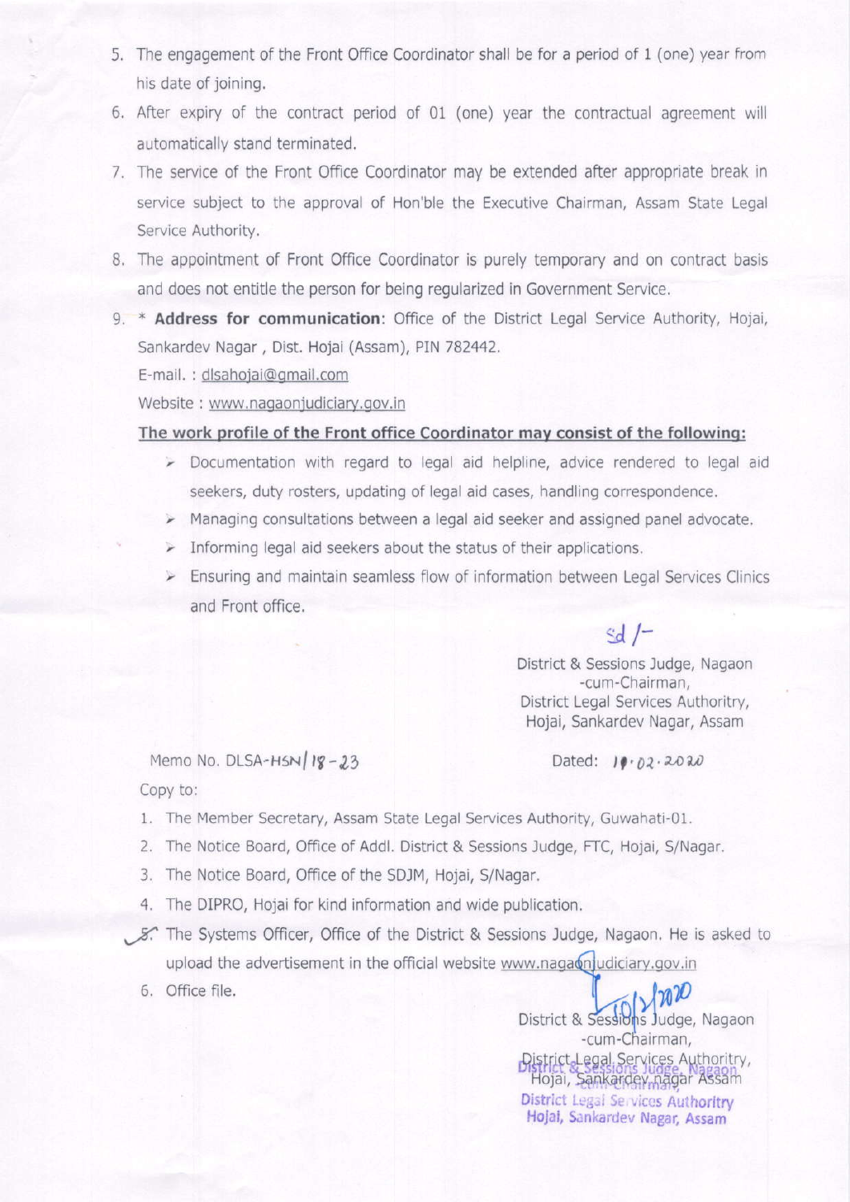5. The engagement of the Front Office Coordinator shall be for a period of 1 (one) year from his date of joining.
6. After expiry of the contract period of 01 (one) year the contractual agreement will automatically stand terminated.
7. The service of the Front Office Coordinator may be extended after appropriate break in service subject to the approval of Hon'ble the Executive Chairman, Assam State Legal Service Authority.
8. The appointment of Front Office Coordinator is purely temporary and on contract basis and does not entitle the person for being regularized in Government Service.
9. * **Address for communication**: Office of the District Legal Service Authority, Hojai, Sankardev Nagar , Dist. Hojai (Assam), PIN 782442.

   E-mail. : dlsahojai@gmail.com

   Website : www.nagaonjudiciary.gov.in

**The work profile of the Front office Coordinator may consist of the following:**

- Documentation with regard to legal aid helpline, advice rendered to legal aid seekers, duty rosters, updating of legal aid cases, handling correspondence.
- Managing consultations between a legal aid seeker and assigned panel advocate.
- Informing legal aid seekers about the status of their applications.
- Ensuring and maintain seamless flow of information between Legal Services Clinics and Front office.

Sd/-

District & Sessions Judge, Nagaon
-cum-Chairman,
District Legal Services Authoritry,
Hojai, Sankardev Nagar, Assam

Memo No. DLSA-HSN/18-23

Dated: 10.02.2020

Copy to:

1. The Member Secretary, Assam State Legal Services Authority, Guwahati-01.
2. The Notice Board, Office of Addl. District & Sessions Judge, FTC, Hojai, S/Nagar.
3. The Notice Board, Office of the SDJM, Hojai, S/Nagar.
4. The DIPRO, Hojai for kind information and wide publication.
5. The Systems Officer, Office of the District & Sessions Judge, Nagaon. He is asked to upload the advertisement in the official website www.nagaonjudiciary.gov.in
6. Office file.

10/2/2020

District & Sessions Judge, Nagaon
-cum-Chairman,
District Legal Services Authoritry,
Hojai, Sankardev nagar Assam

District & Sessions Judge, Nagaon
-cum-Chairman,
District Legal Services Authority
Hojai, Sankardev Nagar, Assam